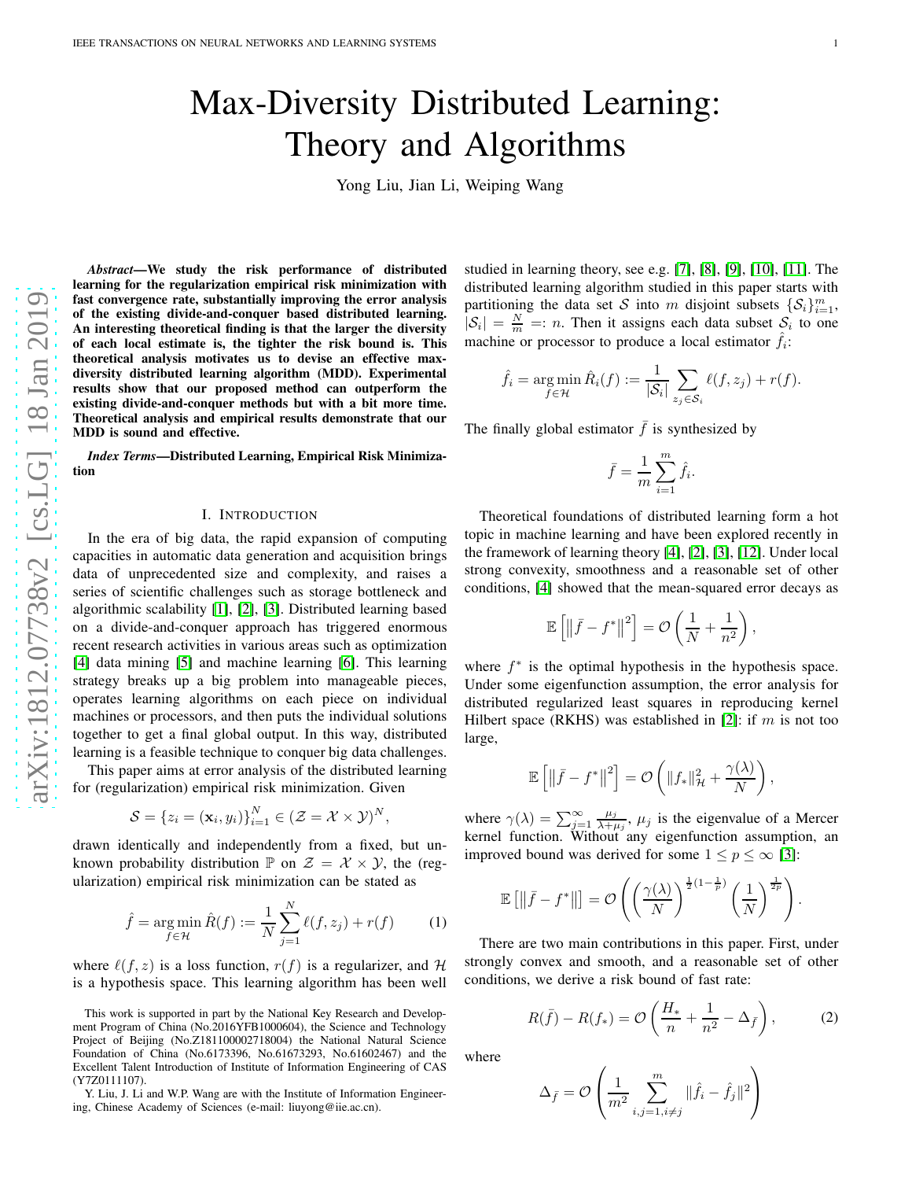# Max-Diversity Distributed Learning: Theory and Algorithms

Yong Liu, Jian Li, Weiping Wang

***Abstract*—We study the risk performance of distributed learning for the regularization empirical risk minimization with fast convergence rate, substantially improving the error analysis of the existing divide-and-conquer based distributed learning. An interesting theoretical finding is that the larger the diversity of each local estimate is, the tighter the risk bound is. This theoretical analysis motivates us to devise an effective max-diversity distributed learning algorithm (MDD). Experimental results show that our proposed method can outperform the existing divide-and-conquer methods but with a bit more time. Theoretical analysis and empirical results demonstrate that our MDD is sound and effective.**

***Index Terms*—Distributed Learning, Empirical Risk Minimization**

## I. Introduction

In the era of big data, the rapid expansion of computing capacities in automatic data generation and acquisition brings data of unprecedented size and complexity, and raises a series of scientific challenges such as storage bottleneck and algorithmic scalability [1], [2], [3]. Distributed learning based on a divide-and-conquer approach has triggered enormous recent research activities in various areas such as optimization [4] data mining [5] and machine learning [6]. This learning strategy breaks up a big problem into manageable pieces, operates learning algorithms on each piece on individual machines or processors, and then puts the individual solutions together to get a final global output. In this way, distributed learning is a feasible technique to conquer big data challenges.

This paper aims at error analysis of the distributed learning for (regularization) empirical risk minimization. Given

$$\mathcal{S} = \{z_i = (\mathbf{x}_i, y_i)\}_{i=1}^N \in (\mathcal{Z} = \mathcal{X} \times \mathcal{Y})^N,$$

drawn identically and independently from a fixed, but unknown probability distribution $\mathbb{P}$ on $\mathcal{Z} = \mathcal{X} \times \mathcal{Y}$, the (regularization) empirical risk minimization can be stated as

$$\hat{f} = \operatorname*{arg\,min}_{f \in \mathcal{H}} \hat{R}(f) := \frac{1}{N} \sum_{j=1}^{N} \ell(f, z_j) + r(f) \tag{1}$$

where $\ell(f, z)$ is a loss function, $r(f)$ is a regularizer, and $\mathcal{H}$ is a hypothesis space. This learning algorithm has been well studied in learning theory, see e.g. [7], [8], [9], [10], [11]. The distributed learning algorithm studied in this paper starts with partitioning the data set $\mathcal{S}$ into $m$ disjoint subsets $\{\mathcal{S}_i\}_{i=1}^m$, $|\mathcal{S}_i| = \frac{N}{m} =: n$. Then it assigns each data subset $\mathcal{S}_i$ to one machine or processor to produce a local estimator $\hat{f}_i$:

$$\hat{f}_i = \operatorname*{arg\,min}_{f \in \mathcal{H}} \hat{R}_i(f) := \frac{1}{|\mathcal{S}_i|} \sum_{z_j \in \mathcal{S}_i} \ell(f, z_j) + r(f).$$

The finally global estimator $\bar{f}$ is synthesized by

$$\bar{f} = \frac{1}{m} \sum_{i=1}^{m} \hat{f}_i.$$

Theoretical foundations of distributed learning form a hot topic in machine learning and have been explored recently in the framework of learning theory [4], [2], [3], [12]. Under local strong convexity, smoothness and a reasonable set of other conditions, [4] showed that the mean-squared error decays as

$$\mathbb{E}\left[\left\|\bar{f} - f^*\right\|^2\right] = \mathcal{O}\left(\frac{1}{N} + \frac{1}{n^2}\right),$$

where $f^*$ is the optimal hypothesis in the hypothesis space. Under some eigenfunction assumption, the error analysis for distributed regularized least squares in reproducing kernel Hilbert space (RKHS) was established in [2]: if $m$ is not too large,

$$\mathbb{E}\left[\left\|\bar{f} - f^*\right\|^2\right] = \mathcal{O}\left(\|f_*\|_{\mathcal{H}}^2 + \frac{\gamma(\lambda)}{N}\right),$$

where $\gamma(\lambda) = \sum_{j=1}^{\infty} \frac{\mu_j}{\lambda + \mu_j}$, $\mu_j$ is the eigenvalue of a Mercer kernel function. Without any eigenfunction assumption, an improved bound was derived for some $1 \leq p \leq \infty$ [3]:

$$\mathbb{E}\left[\left\|\bar{f} - f^*\right\|\right] = \mathcal{O}\left(\left(\frac{\gamma(\lambda)}{N}\right)^{\frac{1}{2}(1-\frac{1}{p})}\left(\frac{1}{N}\right)^{\frac{1}{2p}}\right).$$

There are two main contributions in this paper. First, under strongly convex and smooth, and a reasonable set of other conditions, we derive a risk bound of fast rate:

$$R(\bar{f}) - R(f_*) = \mathcal{O}\left(\frac{H_*}{n} + \frac{1}{n^2} - \Delta_{\bar{f}}\right), \tag{2}$$

where

$$\Delta_{\bar{f}} = \mathcal{O}\left(\frac{1}{m^2} \sum_{i,j=1, i \neq j}^{m} \|\hat{f}_i - \hat{f}_j\|^2\right)$$

This work is supported in part by the National Key Research and Development Program of China (No.2016YFB1000604), the Science and Technology Project of Beijing (No.Z181100002718004) the National Natural Science Foundation of China (No.6173396, No.61673293, No.61602467) and the Excellent Talent Introduction of Institute of Information Engineering of CAS (Y7Z0111107).

Y. Liu, J. Li and W.P. Wang are with the Institute of Information Engineering, Chinese Academy of Sciences (e-mail: liuyong@iie.ac.cn).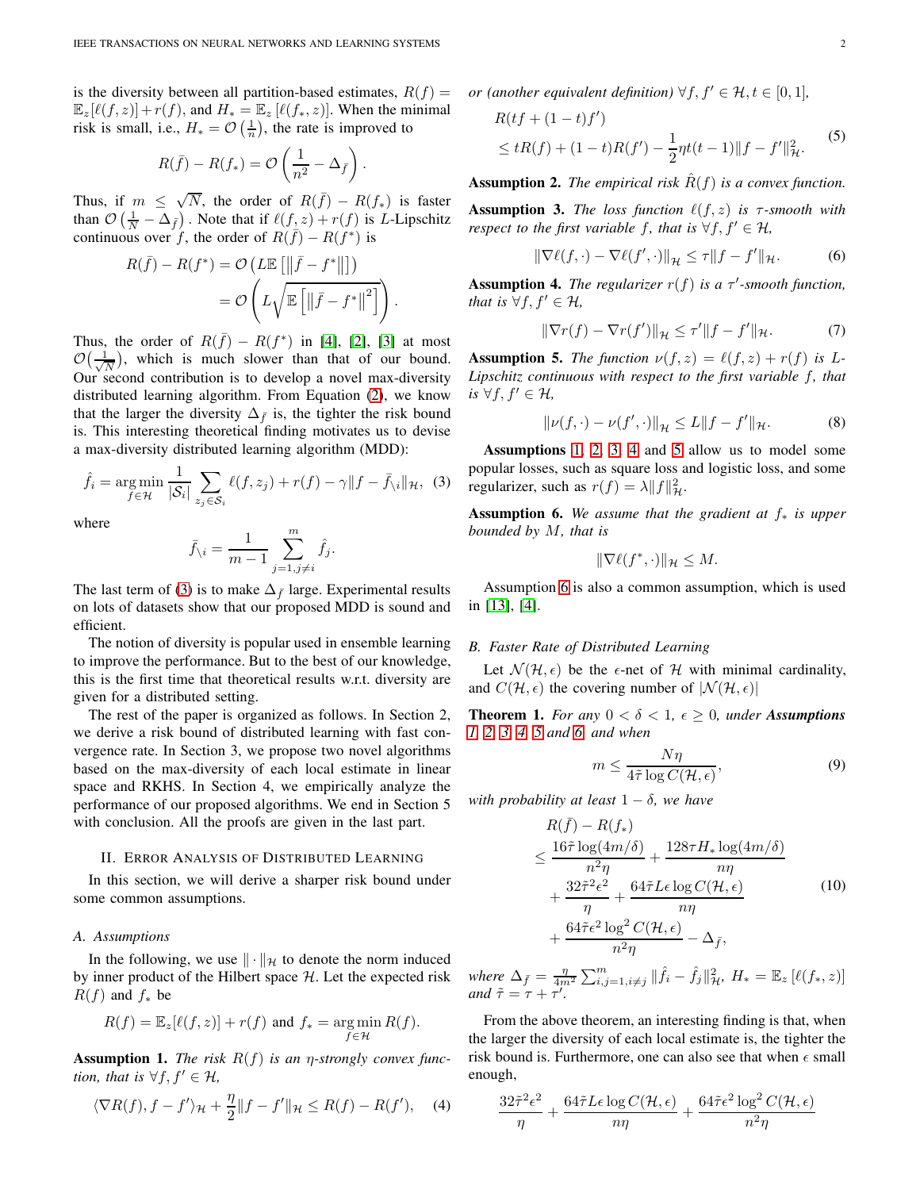is the diversity between all partition-based estimates, $R(f) = \mathbb{E}_z[\ell(f,z)] + r(f)$, and $H_* = \mathbb{E}_z[\ell(f_*, z)]$. When the minimal risk is small, i.e., $H_* = \mathcal{O}\left(\frac{1}{n}\right)$, the rate is improved to

$$R(\bar{f}) - R(f_*) = \mathcal{O}\left(\frac{1}{n^2} - \Delta_{\bar{f}}\right).$$

Thus, if $m \leq \sqrt{N}$, the order of $R(\bar{f}) - R(f_*)$ is faster than $\mathcal{O}\left(\frac{1}{N} - \Delta_{\bar{f}}\right)$. Note that if $\ell(f,z) + r(f)$ is $L$-Lipschitz continuous over $f$, the order of $R(\bar{f}) - R(f^*)$ is

$$\begin{aligned} R(\bar{f}) - R(f^*) &= \mathcal{O}\left(L\mathbb{E}\left[\|\bar{f} - f^*\|\right]\right) \\ &= \mathcal{O}\left(L\sqrt{\mathbb{E}\left[\|\bar{f} - f^*\|^2\right]}\right). \end{aligned}$$

Thus, the order of $R(\bar{f}) - R(f^*)$ in [4], [2], [3] at most $\mathcal{O}(\frac{1}{\sqrt{N}})$, which is much slower than that of our bound. Our second contribution is to develop a novel max-diversity distributed learning algorithm. From Equation (2), we know that the larger the diversity $\Delta_{\bar{f}}$ is, the tighter the risk bound is. This interesting theoretical finding motivates us to devise a max-diversity distributed learning algorithm (MDD):

$$\hat{f}_i = \operatorname*{arg\,min}_{f \in \mathcal{H}} \frac{1}{|\mathcal{S}_i|} \sum_{z_j \in \mathcal{S}_i} \ell(f, z_j) + r(f) - \gamma \|f - \bar{f}_{\setminus i}\|_{\mathcal{H}}, \quad (3)$$

where

$$\bar{f}_{\setminus i} = \frac{1}{m-1} \sum_{j=1, j \neq i}^{m} \hat{f}_j.$$

The last term of (3) is to make $\Delta_{\bar{f}}$ large. Experimental results on lots of datasets show that our proposed MDD is sound and efficient.

The notion of diversity is popular used in ensemble learning to improve the performance. But to the best of our knowledge, this is the first time that theoretical results w.r.t. diversity are given for a distributed setting.

The rest of the paper is organized as follows. In Section 2, we derive a risk bound of distributed learning with fast convergence rate. In Section 3, we propose two novel algorithms based on the max-diversity of each local estimate in linear space and RKHS. In Section 4, we empirically analyze the performance of our proposed algorithms. We end in Section 5 with conclusion. All the proofs are given in the last part.

## II. Error Analysis of Distributed Learning

In this section, we will derive a sharper risk bound under some common assumptions.

### A. Assumptions

In the following, we use $\|\cdot\|_{\mathcal{H}}$ to denote the norm induced by inner product of the Hilbert space $\mathcal{H}$. Let the expected risk $R(f)$ and $f_*$ be

$$R(f) = \mathbb{E}_z[\ell(f,z)] + r(f) \text{ and } f_* = \operatorname*{arg\,min}_{f \in \mathcal{H}} R(f).$$

**Assumption 1.** *The risk $R(f)$ is an $\eta$-strongly convex function, that is $\forall f, f' \in \mathcal{H}$,*

$$\langle \nabla R(f), f - f' \rangle_{\mathcal{H}} + \frac{\eta}{2}\|f - f'\|_{\mathcal{H}} \leq R(f) - R(f'), \quad (4)$$

*or (another equivalent definition) $\forall f, f' \in \mathcal{H}, t \in [0,1]$,*

$$\begin{aligned} &R(tf + (1-t)f') \\ &\leq tR(f) + (1-t)R(f') - \frac{1}{2}\eta t(t-1)\|f - f'\|_{\mathcal{H}}^2. \end{aligned} \quad (5)$$

**Assumption 2.** *The empirical risk $\hat{R}(f)$ is a convex function.*

**Assumption 3.** *The loss function $\ell(f,z)$ is $\tau$-smooth with respect to the first variable $f$, that is $\forall f, f' \in \mathcal{H}$,*

$$\|\nabla \ell(f, \cdot) - \nabla \ell(f', \cdot)\|_{\mathcal{H}} \leq \tau \|f - f'\|_{\mathcal{H}}. \quad (6)$$

**Assumption 4.** *The regularizer $r(f)$ is a $\tau'$-smooth function, that is $\forall f, f' \in \mathcal{H}$,*

$$\|\nabla r(f) - \nabla r(f')\|_{\mathcal{H}} \leq \tau' \|f - f'\|_{\mathcal{H}}. \quad (7)$$

**Assumption 5.** *The function $\nu(f,z) = \ell(f,z) + r(f)$ is $L$-Lipschitz continuous with respect to the first variable $f$, that is $\forall f, f' \in \mathcal{H}$,*

$$\|\nu(f, \cdot) - \nu(f', \cdot)\|_{\mathcal{H}} \leq L\|f - f'\|_{\mathcal{H}}. \quad (8)$$

Assumptions 1, 2, 3, 4 and 5 allow us to model some popular losses, such as square loss and logistic loss, and some regularizer, such as $r(f) = \lambda\|f\|_{\mathcal{H}}^2$.

**Assumption 6.** *We assume that the gradient at $f_*$ is upper bounded by $M$, that is*

$$\|\nabla \ell(f^*, \cdot)\|_{\mathcal{H}} \leq M.$$

Assumption 6 is also a common assumption, which is used in [13], [4].

### B. Faster Rate of Distributed Learning

Let $\mathcal{N}(\mathcal{H}, \epsilon)$ be the $\epsilon$-net of $\mathcal{H}$ with minimal cardinality, and $C(\mathcal{H}, \epsilon)$ the covering number of $|\mathcal{N}(\mathcal{H}, \epsilon)|$

**Theorem 1.** *For any $0 < \delta < 1$, $\epsilon \geq 0$, under **Assumptions 1, 2, 3, 4, 5** and 6, and when*

$$m \leq \frac{N\eta}{4\tilde{\tau}\log C(\mathcal{H}, \epsilon)}, \quad (9)$$

*with probability at least $1 - \delta$, we have*

$$\begin{aligned} &R(\bar{f}) - R(f_*) \\ &\leq \frac{16\tilde{\tau}\log(4m/\delta)}{n^2\eta} + \frac{128\tau H_* \log(4m/\delta)}{n\eta} \\ &\quad + \frac{32\tilde{\tau}^2\epsilon^2}{\eta} + \frac{64\tilde{\tau}L\epsilon\log C(\mathcal{H}, \epsilon)}{n\eta} \\ &\quad + \frac{64\tilde{\tau}\epsilon^2\log^2 C(\mathcal{H}, \epsilon)}{n^2\eta} - \Delta_{\bar{f}}, \end{aligned} \quad (10)$$

*where $\Delta_{\bar{f}} = \frac{\eta}{4m^2}\sum_{i,j=1, i \neq j}^{m} \|\hat{f}_i - \hat{f}_j\|_{\mathcal{H}}^2$, $H_* = \mathbb{E}_z[\ell(f_*, z)]$ and $\tilde{\tau} = \tau + \tau'$.*

From the above theorem, an interesting finding is that, when the larger the diversity of each local estimate is, the tighter the risk bound is. Furthermore, one can also see that when $\epsilon$ small enough,

$$\frac{32\tilde{\tau}^2\epsilon^2}{\eta} + \frac{64\tilde{\tau}L\epsilon\log C(\mathcal{H}, \epsilon)}{n\eta} + \frac{64\tilde{\tau}\epsilon^2\log^2 C(\mathcal{H}, \epsilon)}{n^2\eta}$$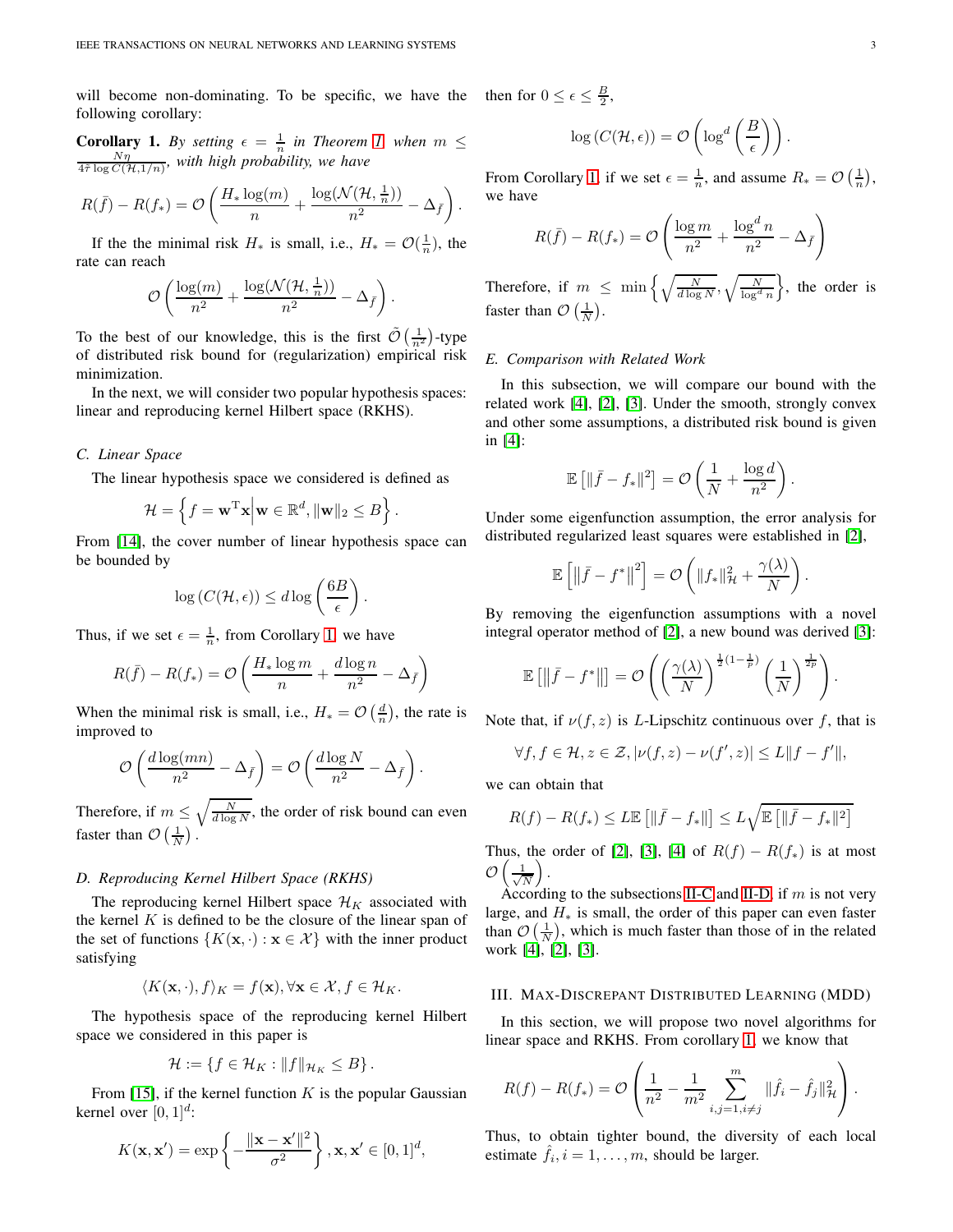will become non-dominating. To be specific, we have the following corollary:

**Corollary 1.** *By setting $\epsilon = \frac{1}{n}$ in Theorem 1, when $m \leq \frac{N\eta}{4\tilde{\tau}\log C(\mathcal{H}, 1/n)}$, with high probability, we have*

$$R(\bar{f}) - R(f_*) = \mathcal{O}\left(\frac{H_* \log(m)}{n} + \frac{\log(\mathcal{N}(\mathcal{H}, \frac{1}{n}))}{n^2} - \Delta_{\bar{f}}\right).$$

If the the minimal risk $H_*$ is small, i.e., $H_* = \mathcal{O}(\frac{1}{n})$, the rate can reach

$$\mathcal{O}\left(\frac{\log(m)}{n^2} + \frac{\log(\mathcal{N}(\mathcal{H}, \frac{1}{n}))}{n^2} - \Delta_{\bar{f}}\right).$$

To the best of our knowledge, this is the first $\tilde{\mathcal{O}}\left(\frac{1}{n^2}\right)$-type of distributed risk bound for (regularization) empirical risk minimization.

In the next, we will consider two popular hypothesis spaces: linear and reproducing kernel Hilbert space (RKHS).

### C. Linear Space

The linear hypothesis space we considered is defined as

$$\mathcal{H} = \left\{ f = \mathbf{w}^{\mathrm{T}}\mathbf{x} \middle| \mathbf{w} \in \mathbb{R}^d, \|\mathbf{w}\|_2 \leq B \right\}.$$

From [14], the cover number of linear hypothesis space can be bounded by

$$\log\left(C(\mathcal{H}, \epsilon)\right) \leq d \log\left(\frac{6B}{\epsilon}\right).$$

Thus, if we set $\epsilon = \frac{1}{n}$, from Corollary 1, we have

$$R(\bar{f}) - R(f_*) = \mathcal{O}\left(\frac{H_* \log m}{n} + \frac{d \log n}{n^2} - \Delta_{\bar{f}}\right)$$

When the minimal risk is small, i.e., $H_* = \mathcal{O}\left(\frac{d}{n}\right)$, the rate is improved to

$$\mathcal{O}\left(\frac{d \log(mn)}{n^2} - \Delta_{\bar{f}}\right) = \mathcal{O}\left(\frac{d \log N}{n^2} - \Delta_{\bar{f}}\right).$$

Therefore, if $m \leq \sqrt{\frac{N}{d \log N}}$, the order of risk bound can even faster than $\mathcal{O}\left(\frac{1}{N}\right)$.

### D. Reproducing Kernel Hilbert Space (RKHS)

The reproducing kernel Hilbert space $\mathcal{H}_K$ associated with the kernel $K$ is defined to be the closure of the linear span of the set of functions $\{K(\mathbf{x}, \cdot) : \mathbf{x} \in \mathcal{X}\}$ with the inner product satisfying

$$\langle K(\mathbf{x}, \cdot), f \rangle_K = f(\mathbf{x}), \forall \mathbf{x} \in \mathcal{X}, f \in \mathcal{H}_K.$$

The hypothesis space of the reproducing kernel Hilbert space we considered in this paper is

$$\mathcal{H} := \left\{ f \in \mathcal{H}_K : \|f\|_{\mathcal{H}_K} \leq B \right\}.$$

From [15], if the kernel function $K$ is the popular Gaussian kernel over $[0,1]^d$:

$$K(\mathbf{x}, \mathbf{x}') = \exp\left\{-\frac{\|\mathbf{x} - \mathbf{x}'\|^2}{\sigma^2}\right\}, \mathbf{x}, \mathbf{x}' \in [0,1]^d,$$

then for $0 \leq \epsilon \leq \frac{B}{2}$,

$$\log\left(C(\mathcal{H}, \epsilon)\right) = \mathcal{O}\left(\log^d\left(\frac{B}{\epsilon}\right)\right).$$

From Corollary 1, if we set $\epsilon = \frac{1}{n}$, and assume $R_* = \mathcal{O}\left(\frac{1}{n}\right)$, we have

$$R(\bar{f}) - R(f_*) = \mathcal{O}\left(\frac{\log m}{n^2} + \frac{\log^d n}{n^2} - \Delta_{\bar{f}}\right)$$

Therefore, if $m \leq \min\left\{\sqrt{\frac{N}{d \log N}}, \sqrt{\frac{N}{\log^d n}}\right\}$, the order is faster than $\mathcal{O}\left(\frac{1}{N}\right)$.

### E. Comparison with Related Work

In this subsection, we will compare our bound with the related work [4], [2], [3]. Under the smooth, strongly convex and other some assumptions, a distributed risk bound is given in [4]:

$$\mathbb{E}\left[\|\bar{f} - f_*\|^2\right] = \mathcal{O}\left(\frac{1}{N} + \frac{\log d}{n^2}\right).$$

Under some eigenfunction assumption, the error analysis for distributed regularized least squares were established in [2],

$$\mathbb{E}\left[\left\|\bar{f} - f^*\right\|^2\right] = \mathcal{O}\left(\|f_*\|_{\mathcal{H}}^2 + \frac{\gamma(\lambda)}{N}\right).$$

By removing the eigenfunction assumptions with a novel integral operator method of [2], a new bound was derived [3]:

$$\mathbb{E}\left[\left\|\bar{f} - f^*\right\|\right] = \mathcal{O}\left(\left(\frac{\gamma(\lambda)}{N}\right)^{\frac{1}{2}\left(1 - \frac{1}{p}\right)}\left(\frac{1}{N}\right)^{\frac{1}{2p}}\right).$$

Note that, if $\nu(f, z)$ is $L$-Lipschitz continuous over $f$, that is

$$\forall f, f \in \mathcal{H}, z \in \mathcal{Z}, |\nu(f, z) - \nu(f', z)| \leq L\|f - f'\|,$$

we can obtain that

$$R(f) - R(f_*) \leq L\mathbb{E}\left[\|\bar{f} - f_*\|\right] \leq L\sqrt{\mathbb{E}\left[\|\bar{f} - f_*\|^2\right]}$$

Thus, the order of [2], [3], [4] of $R(f) - R(f_*)$ is at most $\mathcal{O}\left(\frac{1}{\sqrt{N}}\right)$.

According to the subsections II-C and II-D, if $m$ is not very large, and $H_*$ is small, the order of this paper can even faster than $\mathcal{O}\left(\frac{1}{N}\right)$, which is much faster than those of in the related work [4], [2], [3].

## III. Max-Discrepant Distributed Learning (MDD)

In this section, we will propose two novel algorithms for linear space and RKHS. From corollary 1, we know that

$$R(f) - R(f_*) = \mathcal{O}\left(\frac{1}{n^2} - \frac{1}{m^2}\sum_{i,j=1, i \neq j}^{m} \|\hat{f}_i - \hat{f}_j\|_{\mathcal{H}}^2\right).$$

Thus, to obtain tighter bound, the diversity of each local estimate $\hat{f}_i, i = 1, \ldots, m$, should be larger.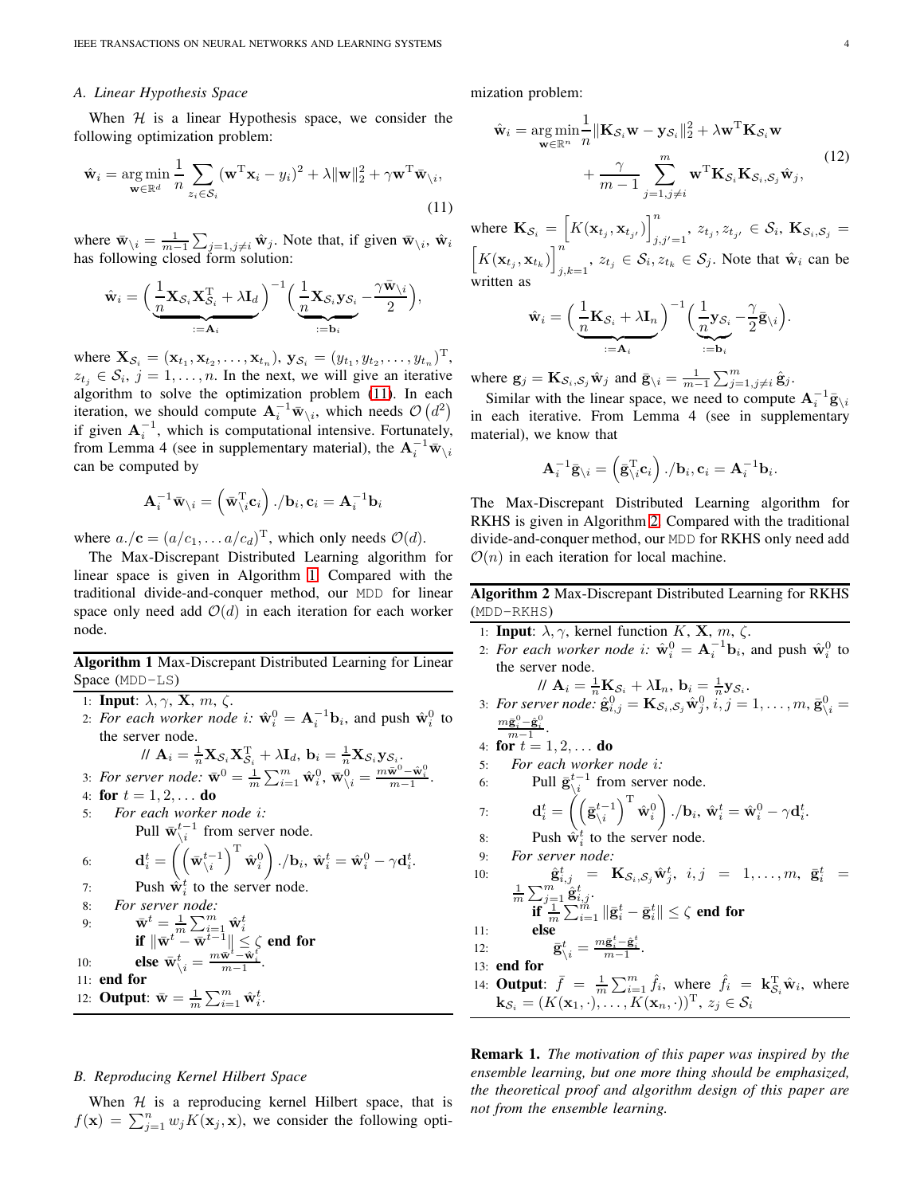### A. Linear Hypothesis Space

When $\mathcal{H}$ is a linear Hypothesis space, we consider the following optimization problem:

$$\hat{\mathbf{w}}_i = \operatorname*{arg\,min}_{\mathbf{w}\in\mathbb{R}^d} \frac{1}{n}\sum_{z_i\in\mathcal{S}_i}(\mathbf{w}^{\mathrm{T}}\mathbf{x}_i - y_i)^2 + \lambda\|\mathbf{w}\|_2^2 + \gamma\mathbf{w}^{\mathrm{T}}\bar{\mathbf{w}}_{\setminus i}, \tag{11}$$

where $\bar{\mathbf{w}}_{\setminus i} = \frac{1}{m-1}\sum_{j=1,j\neq i}\hat{\mathbf{w}}_j$. Note that, if given $\bar{\mathbf{w}}_{\setminus i}$, $\hat{\mathbf{w}}_i$ has following closed form solution:

$$\hat{\mathbf{w}}_i = \Big(\underbrace{\frac{1}{n}\mathbf{X}_{\mathcal{S}_i}\mathbf{X}_{\mathcal{S}_i}^{\mathrm{T}} + \lambda\mathbf{I}_d}_{:=\mathbf{A}_i}\Big)^{-1}\Big(\underbrace{\frac{1}{n}\mathbf{X}_{\mathcal{S}_i}\mathbf{y}_{\mathcal{S}_i}}_{:=\mathbf{b}_i} - \frac{\gamma\bar{\mathbf{w}}_{\setminus i}}{2}\Big),$$

where $\mathbf{X}_{\mathcal{S}_i} = (\mathbf{x}_{t_1}, \mathbf{x}_{t_2}, \ldots, \mathbf{x}_{t_n})$, $\mathbf{y}_{\mathcal{S}_i} = (y_{t_1}, y_{t_2}, \ldots, y_{t_n})^{\mathrm{T}}$, $z_{t_j}\in\mathcal{S}_i$, $j = 1,\ldots,n$. In the next, we will give an iterative algorithm to solve the optimization problem (11). In each iteration, we should compute $\mathbf{A}_i^{-1}\bar{\mathbf{w}}_{\setminus i}$, which needs $\mathcal{O}(d^2)$ if given $\mathbf{A}_i^{-1}$, which is computational intensive. Fortunately, from Lemma 4 (see in supplementary material), the $\mathbf{A}_i^{-1}\bar{\mathbf{w}}_{\setminus i}$ can be computed by

$$\mathbf{A}_i^{-1}\bar{\mathbf{w}}_{\setminus i} = \left(\bar{\mathbf{w}}_{\setminus i}^{\mathrm{T}}\mathbf{c}_i\right)./\mathbf{b}_i, \mathbf{c}_i = \mathbf{A}_i^{-1}\mathbf{b}_i$$

where $a./\mathbf{c} = (a/c_1, \ldots a/c_d)^{\mathrm{T}}$, which only needs $\mathcal{O}(d)$.

The Max-Discrepant Distributed Learning algorithm for linear space is given in Algorithm 1. Compared with the traditional divide-and-conquer method, our MDD for linear space only need add $\mathcal{O}(d)$ in each iteration for each worker node.

**Algorithm 1** Max-Discrepant Distributed Learning for Linear Space (MDD-LS)

1: **Input**: $\lambda, \gamma, \mathbf{X}, m, \zeta$.
2: *For each worker node i:* $\hat{\mathbf{w}}_i^0 = \mathbf{A}_i^{-1}\mathbf{b}_i$, and push $\hat{\mathbf{w}}_i^0$ to the server node.
   // $\mathbf{A}_i = \frac{1}{n}\mathbf{X}_{\mathcal{S}_i}\mathbf{X}_{\mathcal{S}_i}^{\mathrm{T}} + \lambda\mathbf{I}_d$, $\mathbf{b}_i = \frac{1}{n}\mathbf{X}_{\mathcal{S}_i}\mathbf{y}_{\mathcal{S}_i}$.
3: *For server node:* $\bar{\mathbf{w}}^0 = \frac{1}{m}\sum_{i=1}^m\hat{\mathbf{w}}_i^0$, $\bar{\mathbf{w}}_{\setminus i}^0 = \frac{m\bar{\mathbf{w}}^0 - \hat{\mathbf{w}}_i^0}{m-1}$.
4: **for** $t = 1, 2, \ldots$ **do**
5: &nbsp;&nbsp;&nbsp;&nbsp;*For each worker node i:*
   &nbsp;&nbsp;&nbsp;&nbsp;&nbsp;&nbsp;&nbsp;&nbsp;Pull $\bar{\mathbf{w}}_{\setminus i}^{t-1}$ from server node.
6: &nbsp;&nbsp;&nbsp;&nbsp;&nbsp;&nbsp;&nbsp;&nbsp;$\mathbf{d}_i^t = \left(\left(\bar{\mathbf{w}}_{\setminus i}^{t-1}\right)^{\mathrm{T}}\hat{\mathbf{w}}_i^0\right)./\mathbf{b}_i$, $\hat{\mathbf{w}}_i^t = \hat{\mathbf{w}}_i^0 - \gamma\mathbf{d}_i^t$.
7: &nbsp;&nbsp;&nbsp;&nbsp;&nbsp;&nbsp;&nbsp;&nbsp;Push $\hat{\mathbf{w}}_i^t$ to the server node.
8: &nbsp;&nbsp;&nbsp;&nbsp;*For server node:*
9: &nbsp;&nbsp;&nbsp;&nbsp;&nbsp;&nbsp;&nbsp;&nbsp;$\bar{\mathbf{w}}^t = \frac{1}{m}\sum_{i=1}^m\hat{\mathbf{w}}_i^t$
   &nbsp;&nbsp;&nbsp;&nbsp;&nbsp;&nbsp;&nbsp;&nbsp;**if** $\|\bar{\mathbf{w}}^t - \bar{\mathbf{w}}^{t-1}\| \leq \zeta$ **end for**
10: &nbsp;&nbsp;&nbsp;&nbsp;&nbsp;&nbsp;&nbsp;**else** $\bar{\mathbf{w}}_{\setminus i}^t = \frac{m\bar{\mathbf{w}}^t - \hat{\mathbf{w}}_i^t}{m-1}$.
11: **end for**
12: **Output**: $\bar{\mathbf{w}} = \frac{1}{m}\sum_{i=1}^m\hat{\mathbf{w}}_i^t$.

### B. Reproducing Kernel Hilbert Space

When $\mathcal{H}$ is a reproducing kernel Hilbert space, that is $f(\mathbf{x}) = \sum_{j=1}^n w_j K(\mathbf{x}_j, \mathbf{x})$, we consider the following optimization problem:

$$\begin{aligned}\hat{\mathbf{w}}_i = \operatorname*{arg\,min}_{\mathbf{w}\in\mathbb{R}^n} & \frac{1}{n}\|\mathbf{K}_{\mathcal{S}_i}\mathbf{w} - \mathbf{y}_{\mathcal{S}_i}\|_2^2 + \lambda\mathbf{w}^{\mathrm{T}}\mathbf{K}_{\mathcal{S}_i}\mathbf{w} \\ & + \frac{\gamma}{m-1}\sum_{j=1,j\neq i}^m \mathbf{w}^{\mathrm{T}}\mathbf{K}_{\mathcal{S}_i}\mathbf{K}_{\mathcal{S}_i,\mathcal{S}_j}\hat{\mathbf{w}}_j,\end{aligned} \tag{12}$$

where $\mathbf{K}_{\mathcal{S}_i} = \left[K(\mathbf{x}_{t_j}, \mathbf{x}_{t_{j'}})\right]_{j,j'=1}^n$, $z_{t_j}, z_{t_{j'}}\in\mathcal{S}_i$, $\mathbf{K}_{\mathcal{S}_i,\mathcal{S}_j} = \left[K(\mathbf{x}_{t_j}, \mathbf{x}_{t_k})\right]_{j,k=1}^n$, $z_{t_j}\in\mathcal{S}_i$, $z_{t_k}\in\mathcal{S}_j$. Note that $\hat{\mathbf{w}}_i$ can be written as

$$\hat{\mathbf{w}}_i = \Big(\underbrace{\frac{1}{n}\mathbf{K}_{\mathcal{S}_i} + \lambda\mathbf{I}_n}_{:=\mathbf{A}_i}\Big)^{-1}\Big(\underbrace{\frac{1}{n}\mathbf{y}_{\mathcal{S}_i}}_{:=\mathbf{b}_i} - \frac{\gamma}{2}\bar{\mathbf{g}}_{\setminus i}\Big).$$

where $\mathbf{g}_j = \mathbf{K}_{\mathcal{S}_i,\mathcal{S}_j}\hat{\mathbf{w}}_j$ and $\bar{\mathbf{g}}_{\setminus i} = \frac{1}{m-1}\sum_{j=1,j\neq i}^m\hat{\mathbf{g}}_j$.

Similar with the linear space, we need to compute $\mathbf{A}_i^{-1}\bar{\mathbf{g}}_{\setminus i}$ in each iterative. From Lemma 4 (see in supplementary material), we know that

$$\mathbf{A}_i^{-1}\bar{\mathbf{g}}_{\setminus i} = \left(\bar{\mathbf{g}}_{\setminus i}^{\mathrm{T}}\mathbf{c}_i\right)./\mathbf{b}_i, \mathbf{c}_i = \mathbf{A}_i^{-1}\mathbf{b}_i.$$

The Max-Discrepant Distributed Learning algorithm for RKHS is given in Algorithm 2. Compared with the traditional divide-and-conquer method, our MDD for RKHS only need add $\mathcal{O}(n)$ in each iteration for local machine.

**Algorithm 2** Max-Discrepant Distributed Learning for RKHS (MDD-RKHS)

1: **Input**: $\lambda, \gamma$, kernel function $K$, $\mathbf{X}$, $m$, $\zeta$.
2: *For each worker node i:* $\hat{\mathbf{w}}_i^0 = \mathbf{A}_i^{-1}\mathbf{b}_i$, and push $\hat{\mathbf{w}}_i^0$ to the server node.
   // $\mathbf{A}_i = \frac{1}{n}\mathbf{K}_{\mathcal{S}_i} + \lambda\mathbf{I}_n$, $\mathbf{b}_i = \frac{1}{n}\mathbf{y}_{\mathcal{S}_i}$.
3: *For server node:* $\hat{\mathbf{g}}_{i,j}^0 = \mathbf{K}_{\mathcal{S}_i,\mathcal{S}_j}\hat{\mathbf{w}}_j^0$, $i,j = 1,\ldots,m$, $\bar{\mathbf{g}}_{\setminus i}^0 = \frac{m\bar{\mathbf{g}}_i^0 - \hat{\mathbf{g}}_i^0}{m-1}$.
4: **for** $t = 1, 2, \ldots$ **do**
5: &nbsp;&nbsp;&nbsp;&nbsp;*For each worker node i:*
6: &nbsp;&nbsp;&nbsp;&nbsp;&nbsp;&nbsp;&nbsp;&nbsp;Pull $\bar{\mathbf{g}}_{\setminus i}^{t-1}$ from server node.
7: &nbsp;&nbsp;&nbsp;&nbsp;&nbsp;&nbsp;&nbsp;&nbsp;$\mathbf{d}_i^t = \left(\left(\bar{\mathbf{g}}_{\setminus i}^{t-1}\right)^{\mathrm{T}}\hat{\mathbf{w}}_i^0\right)./\mathbf{b}_i$, $\hat{\mathbf{w}}_i^t = \hat{\mathbf{w}}_i^0 - \gamma\mathbf{d}_i^t$.
8: &nbsp;&nbsp;&nbsp;&nbsp;&nbsp;&nbsp;&nbsp;&nbsp;Push $\hat{\mathbf{w}}_i^t$ to the server node.
9: &nbsp;&nbsp;&nbsp;&nbsp;*For server node:*
10: &nbsp;&nbsp;&nbsp;&nbsp;&nbsp;&nbsp;&nbsp;$\hat{\mathbf{g}}_{i,j}^t = \mathbf{K}_{\mathcal{S}_i,\mathcal{S}_j}\hat{\mathbf{w}}_j^t$, $i,j = 1,\ldots,m$, $\bar{\mathbf{g}}_i^t = \frac{1}{m}\sum_{j=1}^m\hat{\mathbf{g}}_{i,j}^t$.
   &nbsp;&nbsp;&nbsp;&nbsp;&nbsp;&nbsp;&nbsp;&nbsp;**if** $\frac{1}{m}\sum_{i=1}^m\|\bar{\mathbf{g}}_i^t - \bar{\mathbf{g}}_i^t\| \leq \zeta$ **end for**
11: &nbsp;&nbsp;&nbsp;&nbsp;&nbsp;&nbsp;&nbsp;**else**
12: &nbsp;&nbsp;&nbsp;&nbsp;&nbsp;&nbsp;&nbsp;&nbsp;&nbsp;&nbsp;&nbsp;&nbsp;$\bar{\mathbf{g}}_{\setminus i}^t = \frac{m\bar{\mathbf{g}}_i^t - \hat{\mathbf{g}}_i^t}{m-1}$.
13: **end for**
14: **Output**: $\bar{f} = \frac{1}{m}\sum_{i=1}^m\hat{f}_i$, where $\hat{f}_i = \mathbf{k}_{\mathcal{S}_i}^{\mathrm{T}}\hat{\mathbf{w}}_i$, where $\mathbf{k}_{\mathcal{S}_i} = (K(\mathbf{x}_1,\cdot),\ldots,K(\mathbf{x}_n,\cdot))^{\mathrm{T}}$, $z_j\in\mathcal{S}_i$

**Remark 1.** *The motivation of this paper was inspired by the ensemble learning, but one more thing should be emphasized, the theoretical proof and algorithm design of this paper are not from the ensemble learning.*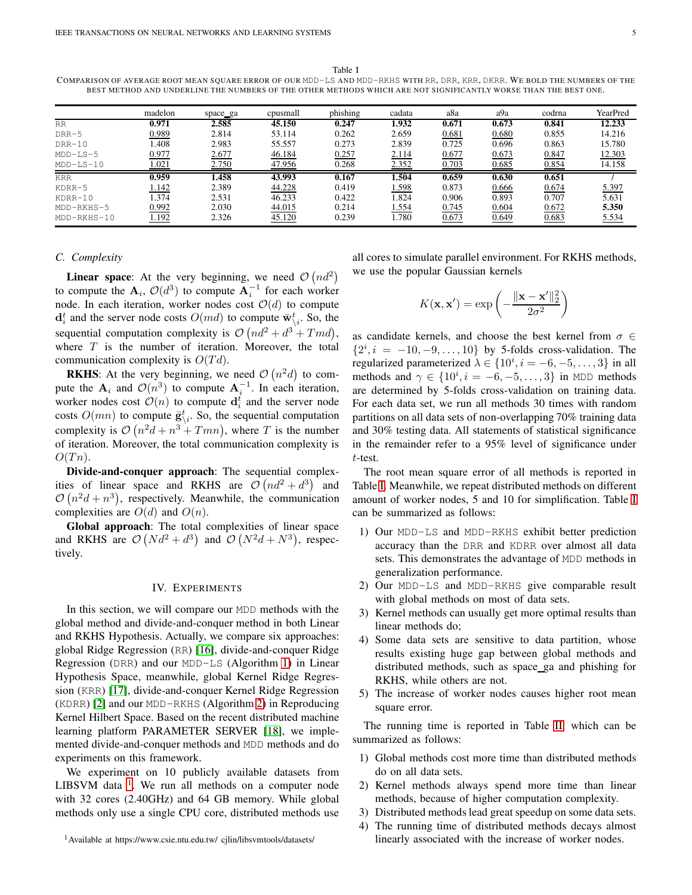Table I

COMPARISON OF AVERAGE ROOT MEAN SQUARE ERROR OF OUR MDD-LS AND MDD-RKHS WITH RR, DRR, KRR, DKRR. WE BOLD THE NUMBERS OF THE BEST METHOD AND UNDERLINE THE NUMBERS OF THE OTHER METHODS WHICH ARE NOT SIGNIFICANTLY WORSE THAN THE BEST ONE.

| | madelon | space_ga | cpusmall | phishing | cadata | a8a | a9a | codrna | YearPred |
|---|---|---|---|---|---|---|---|---|---|
| RR | **0.971** | **2.585** | **45.150** | **0.247** | **1.932** | **0.671** | **0.673** | **0.841** | **12.233** |
| DRR-5 | <u>0.989</u> | 2.814 | 53.114 | 0.262 | 2.659 | <u>0.681</u> | <u>0.680</u> | 0.855 | 14.216 |
| DRR-10 | 1.408 | 2.983 | 55.557 | 0.273 | 2.839 | 0.725 | 0.696 | 0.863 | 15.780 |
| MDD-LS-5 | <u>0.977</u> | <u>2.677</u> | <u>46.184</u> | <u>0.257</u> | <u>2.114</u> | <u>0.677</u> | <u>0.673</u> | <u>0.847</u> | <u>12.303</u> |
| MDD-LS-10 | <u>1.021</u> | <u>2.750</u> | <u>47.956</u> | 0.268 | <u>2.352</u> | <u>0.703</u> | <u>0.685</u> | <u>0.854</u> | 14.158 |
| KRR | **0.959** | **1.458** | **43.993** | **0.167** | **1.504** | **0.659** | **0.630** | **0.651** | / |
| KDRR-5 | <u>1.142</u> | 2.389 | <u>44.228</u> | 0.419 | <u>1.598</u> | 0.873 | <u>0.666</u> | <u>0.674</u> | <u>5.397</u> |
| KDRR-10 | 1.374 | 2.531 | 46.233 | 0.422 | 1.824 | 0.906 | 0.893 | 0.707 | 5.631 |
| MDD-RKHS-5 | <u>0.992</u> | 2.030 | <u>44.015</u> | 0.214 | <u>1.554</u> | <u>0.745</u> | <u>0.604</u> | <u>0.672</u> | **5.350** |
| MDD-RKHS-10 | <u>1.192</u> | 2.326 | <u>45.120</u> | 0.239 | 1.780 | <u>0.673</u> | <u>0.649</u> | <u>0.683</u> | <u>5.534</u> |

### C. Complexity

**Linear space**: At the very beginning, we need $\mathcal{O}\left(nd^2\right)$ to compute the $\mathbf{A}_i$, $\mathcal{O}(d^3)$ to compute $\mathbf{A}_i^{-1}$ for each worker node. In each iteration, worker nodes cost $\mathcal{O}(d)$ to compute $\mathbf{d}_i^t$ and the server node costs $O(md)$ to compute $\bar{\mathbf{w}}_{\setminus i}^t$. So, the sequential computation complexity is $\mathcal{O}\left(nd^2 + d^3 + Tmd\right)$, where $T$ is the number of iteration. Moreover, the total communication complexity is $O(Td)$.

**RKHS**: At the very beginning, we need $\mathcal{O}\left(n^2 d\right)$ to compute the $\mathbf{A}_i$ and $\mathcal{O}(n^3)$ to compute $\mathbf{A}_i^{-1}$. In each iteration, worker nodes cost $\mathcal{O}(n)$ to compute $\mathbf{d}_i^t$ and the server node costs $O(mn)$ to compute $\bar{\mathbf{g}}_{\setminus i}^t$. So, the sequential computation complexity is $\mathcal{O}\left(n^2 d + n^3 + Tmn\right)$, where $T$ is the number of iteration. Moreover, the total communication complexity is $O(Tn)$.

**Divide-and-conquer approach**: The sequential complexities of linear space and RKHS are $\mathcal{O}\left(nd^2 + d^3\right)$ and $\mathcal{O}\left(n^2 d + n^3\right)$, respectively. Meanwhile, the communication complexities are $O(d)$ and $O(n)$.

**Global approach**: The total complexities of linear space and RKHS are $\mathcal{O}\left(Nd^2 + d^3\right)$ and $\mathcal{O}\left(N^2 d + N^3\right)$, respectively.

## IV. EXPERIMENTS

In this section, we will compare our MDD methods with the global method and divide-and-conquer method in both Linear and RKHS Hypothesis. Actually, we compare six approaches: global Ridge Regression (RR) [16], divide-and-conquer Ridge Regression (DRR) and our MDD-LS (Algorithm 1) in Linear Hypothesis Space, meanwhile, global Kernel Ridge Regression (KRR) [17], divide-and-conquer Kernel Ridge Regression (KDRR) [2] and our MDD-RKHS (Algorithm 2) in Reproducing Kernel Hilbert Space. Based on the recent distributed machine learning platform PARAMETER SERVER [18], we implemented divide-and-conquer methods and MDD methods and do experiments on this framework.

We experiment on 10 publicly available datasets from LIBSVM data [1]. We run all methods on a computer node with 32 cores (2.40GHz) and 64 GB memory. While global methods only use a single CPU core, distributed methods use all cores to simulate parallel environment. For RKHS methods, we use the popular Gaussian kernels

$$K(\mathbf{x}, \mathbf{x}') = \exp\left(-\frac{\|\mathbf{x} - \mathbf{x}'\|_2^2}{2\sigma^2}\right)$$

as candidate kernels, and choose the best kernel from $\sigma \in \{2^i, i = -10, -9, \ldots, 10\}$ by 5-folds cross-validation. The regularized parameterized $\lambda \in \{10^i, i = -6, -5, \ldots, 3\}$ in all methods and $\gamma \in \{10^i, i = -6, -5, \ldots, 3\}$ in MDD methods are determined by 5-folds cross-validation on training data. For each data set, we run all methods 30 times with random partitions on all data sets of non-overlapping 70% training data and 30% testing data. All statements of statistical significance in the remainder refer to a 95% level of significance under $t$-test.

The root mean square error of all methods is reported in Table I. Meanwhile, we repeat distributed methods on different amount of worker nodes, 5 and 10 for simplification. Table I can be summarized as follows:

1) Our MDD-LS and MDD-RKHS exhibit better prediction accuracy than the DRR and KDRR over almost all data sets. This demonstrates the advantage of MDD methods in generalization performance.
2) Our MDD-LS and MDD-RKHS give comparable result with global methods on most of data sets.
3) Kernel methods can usually get more optimal results than linear methods do;
4) Some data sets are sensitive to data partition, whose results existing huge gap between global methods and distributed methods, such as space_ga and phishing for RKHS, while others are not.
5) The increase of worker nodes causes higher root mean square error.

The running time is reported in Table II, which can be summarized as follows:

1) Global methods cost more time than distributed methods do on all data sets.
2) Kernel methods always spend more time than linear methods, because of higher computation complexity.
3) Distributed methods lead great speedup on some data sets.
4) The running time of distributed methods decays almost linearly associated with the increase of worker nodes.

[1] Available at https://www.csie.ntu.edu.tw/ cjlin/libsvmtools/datasets/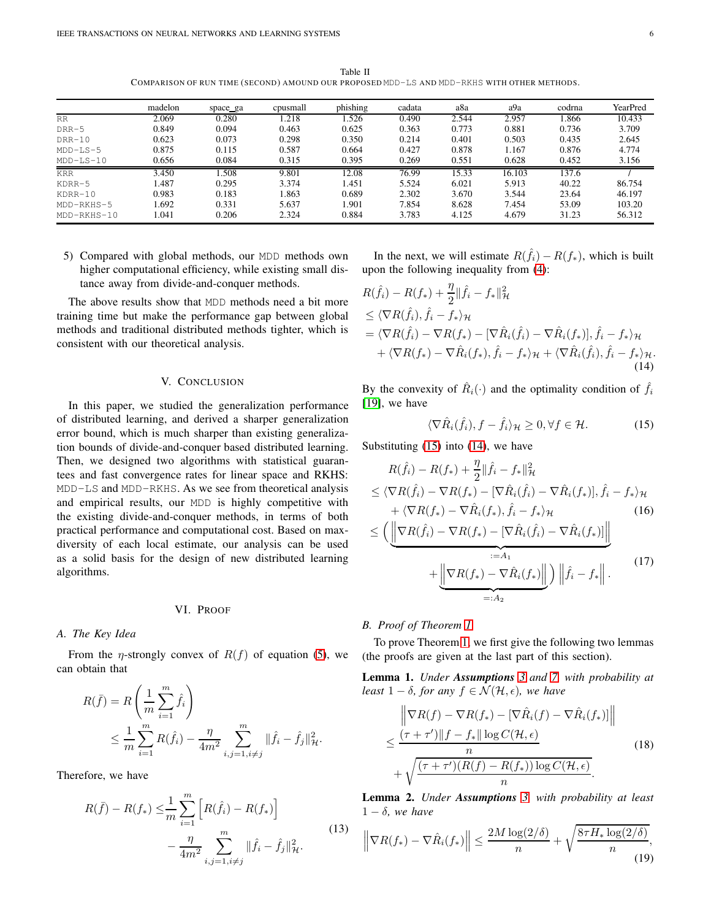Table II
COMPARISON OF RUN TIME (SECOND) AMOUND OUR PROPOSED MDD-LS AND MDD-RKHS WITH OTHER METHODS.

| | madelon | space_ga | cpusmall | phishing | cadata | a8a | a9a | codrna | YearPred |
|---|---|---|---|---|---|---|---|---|---|
| RR | 2.069 | 0.280 | 1.218 | 1.526 | 0.490 | 2.544 | 2.957 | 1.866 | 10.433 |
| DRR-5 | 0.849 | 0.094 | 0.463 | 0.625 | 0.363 | 0.773 | 0.881 | 0.736 | 3.709 |
| DRR-10 | 0.623 | 0.073 | 0.298 | 0.350 | 0.214 | 0.401 | 0.503 | 0.435 | 2.645 |
| MDD-LS-5 | 0.875 | 0.115 | 0.587 | 0.664 | 0.427 | 0.878 | 1.167 | 0.876 | 4.774 |
| MDD-LS-10 | 0.656 | 0.084 | 0.315 | 0.395 | 0.269 | 0.551 | 0.628 | 0.452 | 3.156 |
| KRR | 3.450 | 1.508 | 9.801 | 12.08 | 76.99 | 15.33 | 16.103 | 137.6 | / |
| KDRR-5 | 1.487 | 0.295 | 3.374 | 1.451 | 5.524 | 6.021 | 5.913 | 40.22 | 86.754 |
| KDRR-10 | 0.983 | 0.183 | 1.863 | 0.689 | 2.302 | 3.670 | 3.544 | 23.64 | 46.197 |
| MDD-RKHS-5 | 1.692 | 0.331 | 5.637 | 1.901 | 7.854 | 8.628 | 7.454 | 53.09 | 103.20 |
| MDD-RKHS-10 | 1.041 | 0.206 | 2.324 | 0.884 | 3.783 | 4.125 | 4.679 | 31.23 | 56.312 |

5) Compared with global methods, our MDD methods own higher computational efficiency, while existing small distance away from divide-and-conquer methods.

The above results show that MDD methods need a bit more training time but make the performance gap between global methods and traditional distributed methods tighter, which is consistent with our theoretical analysis.

## V. CONCLUSION

In this paper, we studied the generalization performance of distributed learning, and derived a sharper generalization error bound, which is much sharper than existing generalization bounds of divide-and-conquer based distributed learning. Then, we designed two algorithms with statistical guarantees and fast convergence rates for linear space and RKHS: MDD-LS and MDD-RKHS. As we see from theoretical analysis and empirical results, our MDD is highly competitive with the existing divide-and-conquer methods, in terms of both practical performance and computational cost. Based on max-diversity of each local estimate, our analysis can be used as a solid basis for the design of new distributed learning algorithms.

## VI. PROOF

### A. The Key Idea

From the $\eta$-strongly convex of $R(f)$ of equation (5), we can obtain that

$$
\begin{aligned}
R(\bar{f}) &= R\left(\frac{1}{m}\sum_{i=1}^m \hat{f}_i\right) \\
&\leq \frac{1}{m}\sum_{i=1}^m R(\hat{f}_i) - \frac{\eta}{4m^2}\sum_{i,j=1, i\neq j}^m \|\hat{f}_i - \hat{f}_j\|_{\mathcal{H}}^2.
\end{aligned}
$$

Therefore, we have

$$
\begin{aligned}
R(\bar{f}) - R(f_*) \leq & \frac{1}{m}\sum_{i=1}^m \left[R(\hat{f}_i) - R(f_*)\right] \\
& - \frac{\eta}{4m^2}\sum_{i,j=1,i\neq j}^m \|\hat{f}_i - \hat{f}_j\|_{\mathcal{H}}^2.
\end{aligned} \tag{13}
$$

In the next, we will estimate $R(\hat{f}_i) - R(f_*)$, which is built upon the following inequality from (4):

$$
\begin{aligned}
& R(\hat{f}_i) - R(f_*) + \frac{\eta}{2}\|\hat{f}_i - f_*\|_{\mathcal{H}}^2 \\
& \leq \langle \nabla R(\hat{f}_i), \hat{f}_i - f_*\rangle_{\mathcal{H}} \\
& = \langle \nabla R(\hat{f}_i) - \nabla R(f_*) - [\nabla \hat{R}_i(\hat{f}_i) - \nabla \hat{R}_i(f_*)], \hat{f}_i - f_*\rangle_{\mathcal{H}} \\
& \quad + \langle \nabla R(f_*) - \nabla \hat{R}_i(f_*), \hat{f}_i - f_*\rangle_{\mathcal{H}} + \langle \nabla \hat{R}_i(\hat{f}_i), \hat{f}_i - f_*\rangle_{\mathcal{H}}.
\end{aligned} \tag{14}
$$

By the convexity of $\hat{R}_i(\cdot)$ and the optimality condition of $\hat{f}_i$ [19], we have

$$
\langle \nabla \hat{R}_i(\hat{f}_i), f - \hat{f}_i\rangle_{\mathcal{H}} \geq 0, \forall f \in \mathcal{H}. \tag{15}
$$

Substituting (15) into (14), we have

$$
\begin{aligned}
& R(\hat{f}_i) - R(f_*) + \frac{\eta}{2}\|\hat{f}_i - f_*\|_{\mathcal{H}}^2 \\
& \leq \langle \nabla R(\hat{f}_i) - \nabla R(f_*) - [\nabla \hat{R}_i(\hat{f}_i) - \nabla \hat{R}_i(f_*)], \hat{f}_i - f_*\rangle_{\mathcal{H}} \\
& \quad + \langle \nabla R(f_*) - \nabla \hat{R}_i(f_*), \hat{f}_i - f_*\rangle_{\mathcal{H}} \qquad (16) \\
& \leq \Bigg(\underbrace{\left\|\nabla R(\hat{f}_i) - \nabla R(f_*) - [\nabla \hat{R}_i(\hat{f}_i) - \nabla \hat{R}_i(f_*)]\right\|}_{:=A_1} \\
& \quad + \underbrace{\left\|\nabla R(f_*) - \nabla \hat{R}_i(f_*)\right\|}_{=:A_2}\Bigg)\left\|\hat{f}_i - f_*\right\|. \qquad (17)
\end{aligned}
$$

### B. Proof of Theorem 1

To prove Theorem 1, we first give the following two lemmas (the proofs are given at the last part of this section).

**Lemma 1.** *Under **Assumptions** 3 and 7, with probability at least $1-\delta$, for any $f \in \mathcal{N}(\mathcal{H}, \epsilon)$, we have*

$$
\begin{aligned}
& \left\|\nabla R(f) - \nabla R(f_*) - [\nabla \hat{R}_i(f) - \nabla \hat{R}_i(f_*)]\right\| \\
& \leq \frac{(\tau + \tau')\|f - f_*\| \log C(\mathcal{H}, \epsilon)}{n} \\
& \quad + \sqrt{\frac{(\tau + \tau')(R(f) - R(f_*)) \log C(\mathcal{H}, \epsilon)}{n}}.
\end{aligned} \tag{18}
$$

**Lemma 2.** *Under **Assumptions** 3, with probability at least $1-\delta$, we have*

$$
\left\|\nabla R(f_*) - \nabla \hat{R}_i(f_*)\right\| \leq \frac{2M\log(2/\delta)}{n} + \sqrt{\frac{8\tau H_* \log(2/\delta)}{n}}, \tag{19}
$$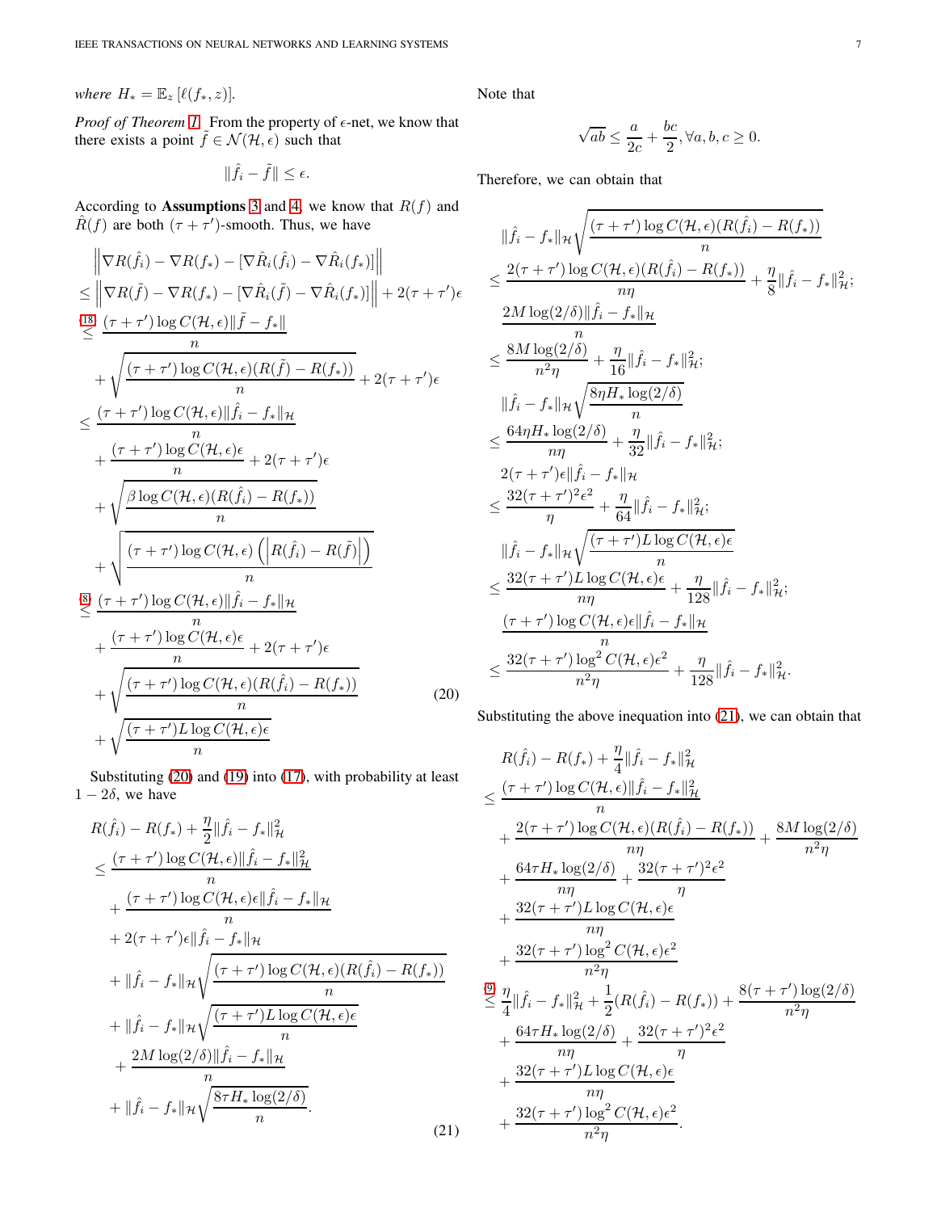*where* $H_* = \mathbb{E}_z\left[\ell(f_*, z)\right]$.

*Proof of Theorem 1.* From the property of $\epsilon$-net, we know that there exists a point $\tilde{f} \in \mathcal{N}(\mathcal{H}, \epsilon)$ such that

$$\|\hat{f}_i - \tilde{f}\| \leq \epsilon.$$

According to **Assumptions** 3 and 4, we know that $R(f)$ and $\hat{R}(f)$ are both $(\tau+\tau')$-smooth. Thus, we have

$$
\begin{aligned}
&\left\|\nabla R(\hat{f}_i) - \nabla R(f_*) - [\nabla \hat{R}_i(\hat{f}_i) - \nabla \hat{R}_i(f_*)]\right\| \\
\leq &\left\|\nabla R(\tilde{f}) - \nabla R(f_*) - [\nabla \hat{R}_i(\tilde{f}) - \nabla \hat{R}_i(f_*)]\right\| + 2(\tau+\tau')\epsilon \\
\overset{(18)}{\leq} &\frac{(\tau+\tau')\log C(\mathcal{H},\epsilon)\|\tilde{f} - f_*\|}{n} \\
&+ \sqrt{\frac{(\tau+\tau')\log C(\mathcal{H},\epsilon)(R(\tilde{f}) - R(f_*))}{n}} + 2(\tau+\tau')\epsilon \\
\leq &\frac{(\tau+\tau')\log C(\mathcal{H},\epsilon)\|\hat{f}_i - f_*\|_{\mathcal{H}}}{n} \\
&+ \frac{(\tau+\tau')\log C(\mathcal{H},\epsilon)\epsilon}{n} + 2(\tau+\tau')\epsilon \\
&+ \sqrt{\frac{\beta \log C(\mathcal{H},\epsilon)(R(\hat{f}_i) - R(f_*))}{n}} \\
&+ \sqrt{\frac{(\tau+\tau')\log C(\mathcal{H},\epsilon)\left(\left|R(\hat{f}_i) - R(\tilde{f})\right|\right)}{n}} \\
\overset{(8)}{\leq} &\frac{(\tau+\tau')\log C(\mathcal{H},\epsilon)\|\hat{f}_i - f_*\|_{\mathcal{H}}}{n} \\
&+ \frac{(\tau+\tau')\log C(\mathcal{H},\epsilon)\epsilon}{n} + 2(\tau+\tau')\epsilon \\
&+ \sqrt{\frac{(\tau+\tau')\log C(\mathcal{H},\epsilon)(R(\hat{f}_i) - R(f_*))}{n}} \\
&+ \sqrt{\frac{(\tau+\tau')L\log C(\mathcal{H},\epsilon)\epsilon}{n}}
\end{aligned}
\tag{20}
$$

Substituting (20) and (19) into (17), with probability at least $1-2\delta$, we have

$$
\begin{aligned}
&R(\hat{f}_i) - R(f_*) + \frac{\eta}{2}\|\hat{f}_i - f_*\|_{\mathcal{H}}^2 \\
\leq &\frac{(\tau+\tau')\log C(\mathcal{H},\epsilon)\|\hat{f}_i - f_*\|_{\mathcal{H}}^2}{n} \\
&+ \frac{(\tau+\tau')\log C(\mathcal{H},\epsilon)\epsilon\|\hat{f}_i - f_*\|_{\mathcal{H}}}{n} \\
&+ 2(\tau+\tau')\epsilon\|\hat{f}_i - f_*\|_{\mathcal{H}} \\
&+ \|\hat{f}_i - f_*\|_{\mathcal{H}}\sqrt{\frac{(\tau+\tau')\log C(\mathcal{H},\epsilon)(R(\hat{f}_i) - R(f_*))}{n}} \\
&+ \|\hat{f}_i - f_*\|_{\mathcal{H}}\sqrt{\frac{(\tau+\tau')L\log C(\mathcal{H},\epsilon)\epsilon}{n}} \\
&+ \frac{2M\log(2/\delta)\|\hat{f}_i - f_*\|_{\mathcal{H}}}{n} \\
&+ \|\hat{f}_i - f_*\|_{\mathcal{H}}\sqrt{\frac{8\tau H_* \log(2/\delta)}{n}}.
\end{aligned}
\tag{21}
$$

Note that

$$\sqrt{ab} \leq \frac{a}{2c} + \frac{bc}{2}, \forall a,b,c \geq 0.$$

Therefore, we can obtain that

$$
\begin{aligned}
&\|\hat{f}_i - f_*\|_{\mathcal{H}}\sqrt{\frac{(\tau+\tau')\log C(\mathcal{H},\epsilon)(R(\hat{f}_i) - R(f_*))}{n}} \\
\leq &\frac{2(\tau+\tau')\log C(\mathcal{H},\epsilon)(R(\hat{f}_i) - R(f_*))}{n\eta} + \frac{\eta}{8}\|\hat{f}_i - f_*\|_{\mathcal{H}}^2; \\
&\frac{2M\log(2/\delta)\|\hat{f}_i - f_*\|_{\mathcal{H}}}{n} \\
\leq &\frac{8M\log(2/\delta)}{n^2\eta} + \frac{\eta}{16}\|\hat{f}_i - f_*\|_{\mathcal{H}}^2; \\
&\|\hat{f}_i - f_*\|_{\mathcal{H}}\sqrt{\frac{8\eta H_* \log(2/\delta)}{n}} \\
\leq &\frac{64\eta H_* \log(2/\delta)}{n\eta} + \frac{\eta}{32}\|\hat{f}_i - f_*\|_{\mathcal{H}}^2; \\
&2(\tau+\tau')\epsilon\|\hat{f}_i - f_*\|_{\mathcal{H}} \\
\leq &\frac{32(\tau+\tau')^2\epsilon^2}{\eta} + \frac{\eta}{64}\|\hat{f}_i - f_*\|_{\mathcal{H}}^2; \\
&\|\hat{f}_i - f_*\|_{\mathcal{H}}\sqrt{\frac{(\tau+\tau')L\log C(\mathcal{H},\epsilon)\epsilon}{n}} \\
\leq &\frac{32(\tau+\tau')L\log C(\mathcal{H},\epsilon)\epsilon}{n\eta} + \frac{\eta}{128}\|\hat{f}_i - f_*\|_{\mathcal{H}}^2; \\
&\frac{(\tau+\tau')\log C(\mathcal{H},\epsilon)\epsilon\|\hat{f}_i - f_*\|_{\mathcal{H}}}{n} \\
\leq &\frac{32(\tau+\tau')\log^2 C(\mathcal{H},\epsilon)\epsilon^2}{n^2\eta} + \frac{\eta}{128}\|\hat{f}_i - f_*\|_{\mathcal{H}}^2.
\end{aligned}
$$

Substituting the above inequation into (21), we can obtain that

$$
\begin{aligned}
&R(\hat{f}_i) - R(f_*) + \frac{\eta}{4}\|\hat{f}_i - f_*\|_{\mathcal{H}}^2 \\
\leq &\frac{(\tau+\tau')\log C(\mathcal{H},\epsilon)\|\hat{f}_i - f_*\|_{\mathcal{H}}^2}{n} \\
&+ \frac{2(\tau+\tau')\log C(\mathcal{H},\epsilon)(R(\hat{f}_i) - R(f_*))}{n\eta} + \frac{8M\log(2/\delta)}{n^2\eta} \\
&+ \frac{64\tau H_* \log(2/\delta)}{n\eta} + \frac{32(\tau+\tau')^2\epsilon^2}{\eta} \\
&+ \frac{32(\tau+\tau')L\log C(\mathcal{H},\epsilon)\epsilon}{n\eta} \\
&+ \frac{32(\tau+\tau')\log^2 C(\mathcal{H},\epsilon)\epsilon^2}{n^2\eta} \\
\overset{(9)}{\leq} &\frac{\eta}{4}\|\hat{f}_i - f_*\|_{\mathcal{H}}^2 + \frac{1}{2}(R(\hat{f}_i) - R(f_*)) + \frac{8(\tau+\tau')\log(2/\delta)}{n^2\eta} \\
&+ \frac{64\tau H_* \log(2/\delta)}{n\eta} + \frac{32(\tau+\tau')^2\epsilon^2}{\eta} \\
&+ \frac{32(\tau+\tau')L\log C(\mathcal{H},\epsilon)\epsilon}{n\eta} \\
&+ \frac{32(\tau+\tau')\log^2 C(\mathcal{H},\epsilon)\epsilon^2}{n^2\eta}.
\end{aligned}
$$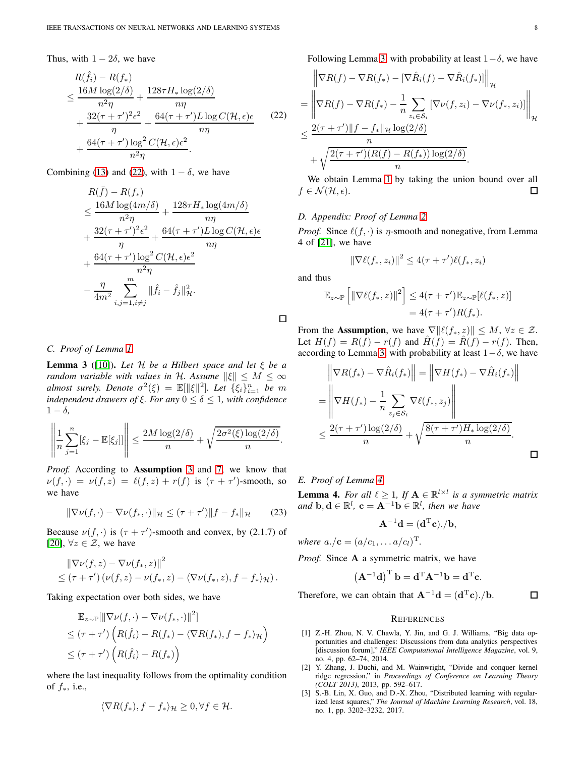Thus, with $1-2\delta$, we have

$$
\begin{aligned}
&R(\hat{f}_i) - R(f_*) \\
\leq\ & \frac{16M\log(2/\delta)}{n^2\eta} + \frac{128\tau H_*\log(2/\delta)}{n\eta} \\
&+ \frac{32(\tau+\tau')^2\epsilon^2}{\eta} + \frac{64(\tau+\tau')L\log C(\mathcal{H},\epsilon)\epsilon}{n\eta} \\
&+ \frac{64(\tau+\tau')\log^2 C(\mathcal{H},\epsilon)\epsilon^2}{n^2\eta}.
\end{aligned} \tag{22}
$$

Combining (13) and (22), with $1-\delta$, we have

$$
\begin{aligned}
&R(\bar{f}) - R(f_*) \\
\leq\ & \frac{16M\log(4m/\delta)}{n^2\eta} + \frac{128\tau H_*\log(4m/\delta)}{n\eta} \\
&+ \frac{32(\tau+\tau')^2\epsilon^2}{\eta} + \frac{64(\tau+\tau')L\log C(\mathcal{H},\epsilon)\epsilon}{n\eta} \\
&+ \frac{64(\tau+\tau')\log^2 C(\mathcal{H},\epsilon)\epsilon^2}{n^2\eta} \\
&- \frac{\eta}{4m^2}\sum_{i,j=1,i\neq j}^{m}\|\hat{f}_i - \hat{f}_j\|_{\mathcal{H}}^2.
\end{aligned}
$$

□

### C. Proof of Lemma 1

**Lemma 3** ([10]). *Let $\mathcal{H}$ be a Hilbert space and let $\xi$ be a random variable with values in $\mathcal{H}$. Assume $\|\xi\| \leq M \leq \infty$ almost surely. Denote $\sigma^2(\xi) = \mathbb{E}[\|\xi\|^2]$. Let $\{\xi_i\}_{i=1}^n$ be $m$ independent drawers of $\xi$. For any $0 \leq \delta \leq 1$, with confidence $1-\delta$,*

$$
\left\|\frac{1}{n}\sum_{j=1}^{n}[\xi_j - \mathbb{E}[\xi_j]]\right\| \leq \frac{2M\log(2/\delta)}{n} + \sqrt{\frac{2\sigma^2(\xi)\log(2/\delta)}{n}}.
$$

*Proof.* According to **Assumption** 3 and 7, we know that $\nu(f,\cdot) = \nu(f,z) = \ell(f,z) + r(f)$ is $(\tau+\tau')$-smooth, so we have

$$
\|\nabla\nu(f,\cdot) - \nabla\nu(f_*,\cdot)\|_{\mathcal{H}} \leq (\tau+\tau')\|f-f_*\|_{\mathcal{H}} \tag{23}
$$

Because $\nu(f,\cdot)$ is $(\tau+\tau')$-smooth and convex, by (2.1.7) of [20], $\forall z \in \mathcal{Z}$, we have

$$
\begin{aligned}
&\|\nabla\nu(f,z) - \nabla\nu(f_*,z)\|^2 \\
&\leq (\tau+\tau')\left(\nu(f,z) - \nu(f_*,z) - \langle\nabla\nu(f_*,z), f-f_*\rangle_{\mathcal{H}}\right).
\end{aligned}
$$

Taking expectation over both sides, we have

$$
\begin{aligned}
&\mathbb{E}_{z\sim\mathbb{P}}[\|\nabla\nu(f,\cdot) - \nabla\nu(f_*,\cdot)\|^2] \\
&\leq (\tau+\tau')\left(R(\hat{f}_i) - R(f_*) - \langle\nabla R(f_*), f-f_*\rangle_{\mathcal{H}}\right) \\
&\leq (\tau+\tau')\left(R(\hat{f}_i) - R(f_*)\right)
\end{aligned}
$$

where the last inequality follows from the optimality condition of $f_*$, i.e.,

$$
\langle\nabla R(f_*), f-f_*\rangle_{\mathcal{H}} \geq 0, \forall f \in \mathcal{H}.
$$

Following Lemma 3, with probability at least $1-\delta$, we have

$$
\begin{aligned}
&\left\|\nabla R(f) - \nabla R(f_*) - [\nabla\hat{R}_i(f) - \nabla\hat{R}_i(f_*)]\right\|_{\mathcal{H}} \\
=\ & \left\|\nabla R(f) - \nabla R(f_*) - \frac{1}{n}\sum_{z_i\in\mathcal{S}_i}[\nabla\nu(f,z_i) - \nabla\nu(f_*,z_i)]\right\|_{\mathcal{H}} \\
\leq\ & \frac{2(\tau+\tau')\|f-f_*\|_{\mathcal{H}}\log(2/\delta)}{n} \\
&+ \sqrt{\frac{2(\tau+\tau')(R(f)-R(f_*))\log(2/\delta)}{n}}.
\end{aligned}
$$

We obtain Lemma 1 by taking the union bound over all $f \in \mathcal{N}(\mathcal{H},\epsilon)$. □

### D. Appendix: Proof of Lemma 2

*Proof.* Since $\ell(f,\cdot)$ is $\eta$-smooth and nonegative, from Lemma 4 of [21], we have

$$
\|\nabla\ell(f_*,z_i)\|^2 \leq 4(\tau+\tau')\ell(f_*,z_i)
$$

and thus

$$
\begin{aligned}
\mathbb{E}_{z\sim\mathbb{P}}\left[\|\nabla\ell(f_*,z)\|^2\right] &\leq 4(\tau+\tau')\mathbb{E}_{z\sim\mathbb{P}}[\ell(f_*,z)] \\
&= 4(\tau+\tau')R(f_*).
\end{aligned}
$$

From the **Assumption**, we have $\nabla\|\ell(f_*,z)\| \leq M$, $\forall z \in \mathcal{Z}$. Let $H(f) = R(f) - r(f)$ and $\hat{H}(f) = \hat{R}(f) - r(f)$. Then, according to Lemma 3, with probability at least $1-\delta$, we have

$$
\begin{aligned}
&\left\|\nabla R(f_*) - \nabla\hat{R}_i(f_*)\right\| = \left\|\nabla H(f_*) - \nabla\hat{H}_i(f_*)\right\| \\
=\ & \left\|\nabla H(f_*) - \frac{1}{n}\sum_{z_j\in\mathcal{S}_i}\nabla\ell(f_*,z_j)\right\| \\
\leq\ & \frac{2(\tau+\tau')\log(2/\delta)}{n} + \sqrt{\frac{8(\tau+\tau')H_*\log(2/\delta)}{n}}.
\end{aligned}
$$

□

### E. Proof of Lemma 4

**Lemma 4.** *For all $\ell \geq 1$, If $\mathbf{A} \in \mathbb{R}^{l\times l}$ is a symmetric matrix and $\mathbf{b},\mathbf{d} \in \mathbb{R}^l$, $\mathbf{c} = \mathbf{A}^{-1}\mathbf{b} \in \mathbb{R}^l$, then we have*

$$
\mathbf{A}^{-1}\mathbf{d} = (\mathbf{d}^{\mathrm{T}}\mathbf{c})./\mathbf{b},
$$

*where $a./\mathbf{c} = (a/c_1,\ldots a/c_l)^{\mathrm{T}}$.*

*Proof.* Since $\mathbf{A}$ a symmetric matrix, we have

$$
\left(\mathbf{A}^{-1}\mathbf{d}\right)^{\mathrm{T}}\mathbf{b} = \mathbf{d}^{\mathrm{T}}\mathbf{A}^{-1}\mathbf{b} = \mathbf{d}^{\mathrm{T}}\mathbf{c}.
$$

Therefore, we can obtain that $\mathbf{A}^{-1}\mathbf{d} = (\mathbf{d}^{\mathrm{T}}\mathbf{c})./\mathbf{b}$. □

## References

[1] Z.-H. Zhou, N. V. Chawla, Y. Jin, and G. J. Williams, "Big data opportunities and challenges: Discussions from data analytics perspectives [discussion forum]," *IEEE Computational Intelligence Magazine*, vol. 9, no. 4, pp. 62–74, 2014.

[2] Y. Zhang, J. Duchi, and M. Wainwright, "Divide and conquer kernel ridge regression," in *Proceedings of Conference on Learning Theory (COLT 2013)*, 2013, pp. 592–617.

[3] S.-B. Lin, X. Guo, and D.-X. Zhou, "Distributed learning with regularized least squares," *The Journal of Machine Learning Research*, vol. 18, no. 1, pp. 3202–3232, 2017.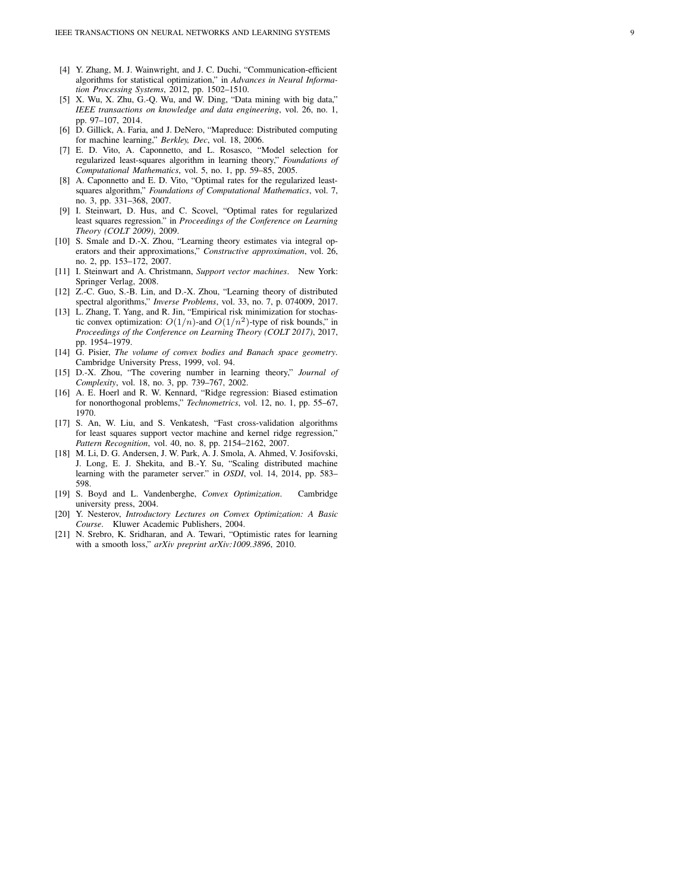[4] Y. Zhang, M. J. Wainwright, and J. C. Duchi, “Communication-efficient algorithms for statistical optimization,” in *Advances in Neural Information Processing Systems*, 2012, pp. 1502–1510.

[5] X. Wu, X. Zhu, G.-Q. Wu, and W. Ding, “Data mining with big data,” *IEEE transactions on knowledge and data engineering*, vol. 26, no. 1, pp. 97–107, 2014.

[6] D. Gillick, A. Faria, and J. DeNero, “Mapreduce: Distributed computing for machine learning,” *Berkley, Dec*, vol. 18, 2006.

[7] E. D. Vito, A. Caponnetto, and L. Rosasco, “Model selection for regularized least-squares algorithm in learning theory,” *Foundations of Computational Mathematics*, vol. 5, no. 1, pp. 59–85, 2005.

[8] A. Caponnetto and E. D. Vito, “Optimal rates for the regularized least-squares algorithm,” *Foundations of Computational Mathematics*, vol. 7, no. 3, pp. 331–368, 2007.

[9] I. Steinwart, D. Hus, and C. Scovel, “Optimal rates for regularized least squares regression.” in *Proceedings of the Conference on Learning Theory (COLT 2009)*, 2009.

[10] S. Smale and D.-X. Zhou, “Learning theory estimates via integral operators and their approximations,” *Constructive approximation*, vol. 26, no. 2, pp. 153–172, 2007.

[11] I. Steinwart and A. Christmann, *Support vector machines*. New York: Springer Verlag, 2008.

[12] Z.-C. Guo, S.-B. Lin, and D.-X. Zhou, “Learning theory of distributed spectral algorithms,” *Inverse Problems*, vol. 33, no. 7, p. 074009, 2017.

[13] L. Zhang, T. Yang, and R. Jin, “Empirical risk minimization for stochastic convex optimization: $O(1/n)$-and $O(1/n^2)$-type of risk bounds,” in *Proceedings of the Conference on Learning Theory (COLT 2017)*, 2017, pp. 1954–1979.

[14] G. Pisier, *The volume of convex bodies and Banach space geometry*. Cambridge University Press, 1999, vol. 94.

[15] D.-X. Zhou, “The covering number in learning theory,” *Journal of Complexity*, vol. 18, no. 3, pp. 739–767, 2002.

[16] A. E. Hoerl and R. W. Kennard, “Ridge regression: Biased estimation for nonorthogonal problems,” *Technometrics*, vol. 12, no. 1, pp. 55–67, 1970.

[17] S. An, W. Liu, and S. Venkatesh, “Fast cross-validation algorithms for least squares support vector machine and kernel ridge regression,” *Pattern Recognition*, vol. 40, no. 8, pp. 2154–2162, 2007.

[18] M. Li, D. G. Andersen, J. W. Park, A. J. Smola, A. Ahmed, V. Josifovski, J. Long, E. J. Shekita, and B.-Y. Su, “Scaling distributed machine learning with the parameter server.” in *OSDI*, vol. 14, 2014, pp. 583–598.

[19] S. Boyd and L. Vandenberghe, *Convex Optimization*. Cambridge university press, 2004.

[20] Y. Nesterov, *Introductory Lectures on Convex Optimization: A Basic Course*. Kluwer Academic Publishers, 2004.

[21] N. Srebro, K. Sridharan, and A. Tewari, “Optimistic rates for learning with a smooth loss,” *arXiv preprint arXiv:1009.3896*, 2010.